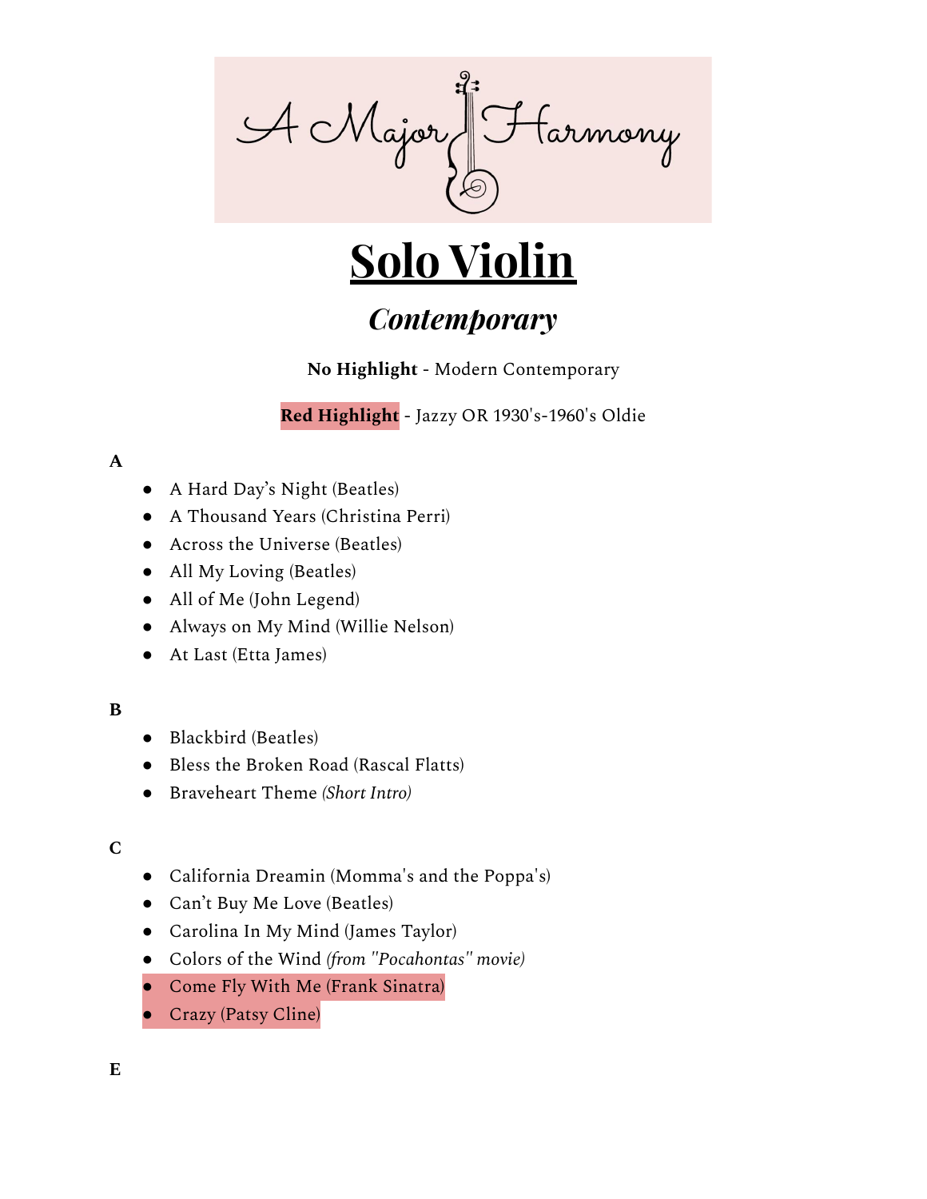A Major Harmony

# Solo Violin

## *Contemporary*

**No Highlight** - Modern Contemporary

**Red Highlight** - Jazzy OR 1930's-1960's Oldie

**A**

- A Hard Day's Night (Beatles)
- A Thousand Years (Christina Perri)
- Across the Universe (Beatles)
- All My Loving (Beatles)
- All of Me (John Legend)
- Always on My Mind (Willie Nelson)
- At Last (Etta James)

**B**

- Blackbird (Beatles)
- Bless the Broken Road (Rascal Flatts)
- Braveheart Theme *(Short Intro)*

**C**

- California Dreamin (Momma's and the Poppa's)
- Can't Buy Me Love (Beatles)
- Carolina In My Mind (James Taylor)
- Colors of the Wind *(from "Pocahontas" movie)*
- Come Fly With Me (Frank Sinatra)
- Crazy (Patsy Cline)

**E**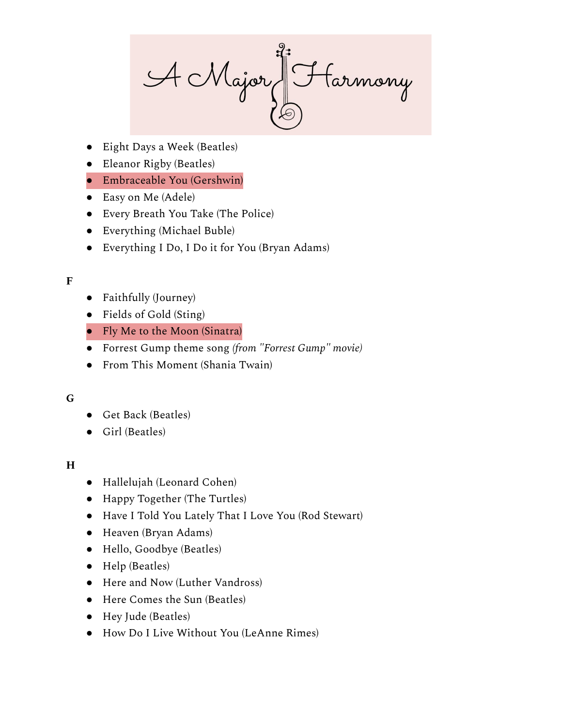- Eight Days a Week (Beatles)
- Eleanor Rigby (Beatles)
- Embraceable You (Gershwin)
- Easy on Me (Adele)
- Every Breath You Take (The Police)
- Everything (Michael Buble)
- Everything I Do, I Do it for You (Bryan Adams)

**F**

- Faithfully (Journey)
- Fields of Gold (Sting)
- Fly Me to the Moon (Sinatra)
- Forrest Gump theme song *(from "Forrest Gump" movie)*
- From This Moment (Shania Twain)

**G**

- Get Back (Beatles)
- Girl (Beatles)

**H**

- Hallelujah (Leonard Cohen)
- Happy Together (The Turtles)
- Have I Told You Lately That I Love You (Rod Stewart)
- Heaven (Bryan Adams)
- Hello, Goodbye (Beatles)
- Help (Beatles)
- Here and Now (Luther Vandross)
- Here Comes the Sun (Beatles)
- Hey Jude (Beatles)
- How Do I Live Without You (LeAnne Rimes)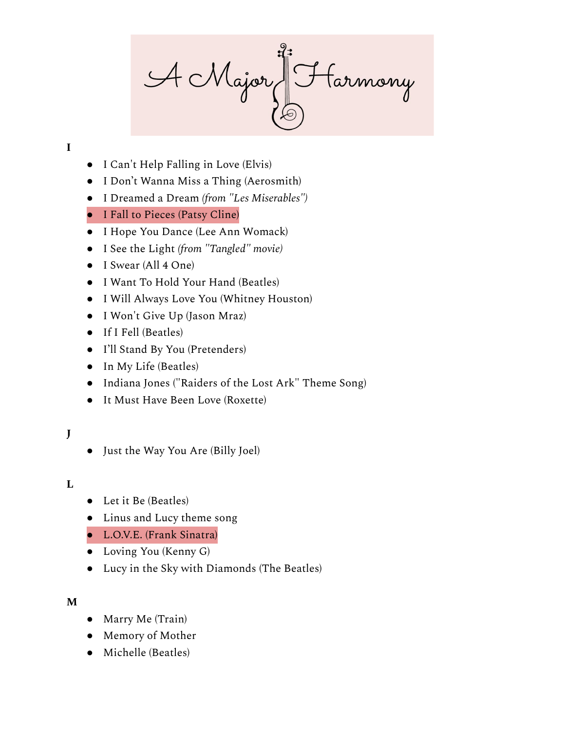**I**

- I Can't Help Falling in Love (Elvis)
- I Don't Wanna Miss a Thing (Aerosmith)
- I Dreamed a Dream *(from "Les Miserables")*
- I Fall to Pieces (Patsy Cline)
- I Hope You Dance (Lee Ann Womack)
- I See the Light *(from "Tangled" movie)*
- I Swear (All 4 One)
- I Want To Hold Your Hand (Beatles)
- I Will Always Love You (Whitney Houston)
- I Won't Give Up (Jason Mraz)
- If I Fell (Beatles)
- I'll Stand By You (Pretenders)
- In My Life (Beatles)
- Indiana Jones ("Raiders of the Lost Ark" Theme Song)
- It Must Have Been Love (Roxette)

**J**

- Just the Way You Are (Billy Joel)

**L**

- Let it Be (Beatles)
- Linus and Lucy theme song
- L.O.V.E. (Frank Sinatra)
- Loving You (Kenny G)
- Lucy in the Sky with Diamonds (The Beatles)

**M**

- Marry Me (Train)
- Memory of Mother
- Michelle (Beatles)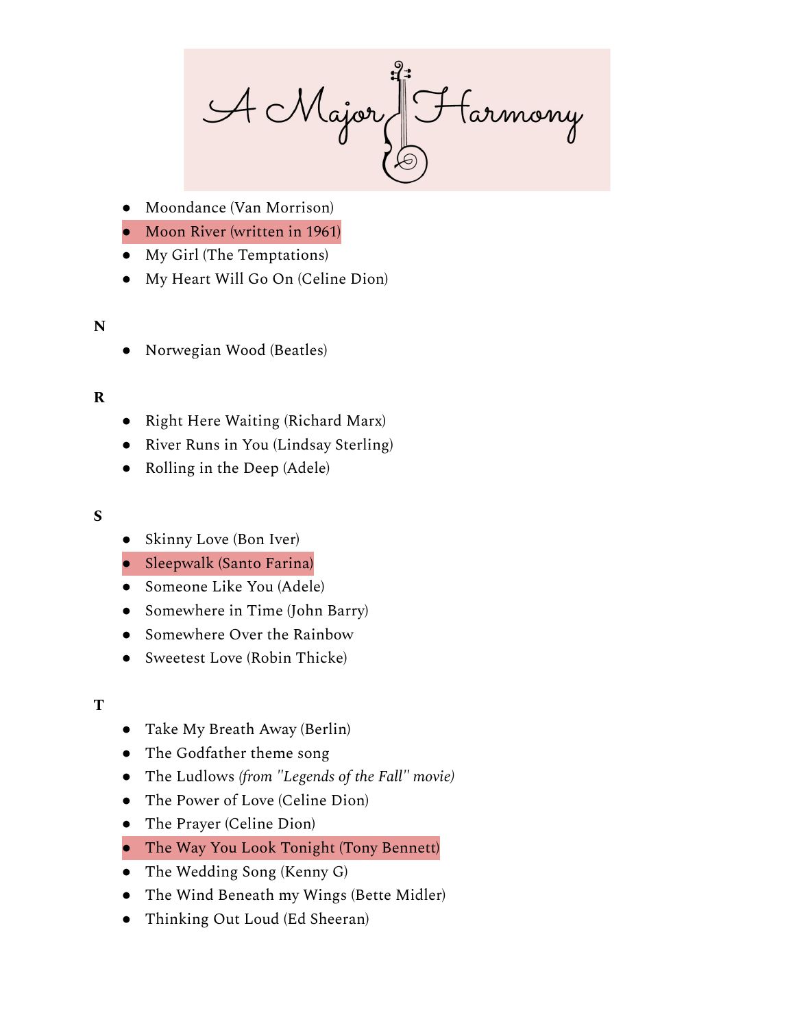A Major Harmony

- Moondance (Van Morrison)
- Moon River (written in 1961)
- My Girl (The Temptations)
- My Heart Will Go On (Celine Dion)

**N**

- Norwegian Wood (Beatles)

**R**

- Right Here Waiting (Richard Marx)
- River Runs in You (Lindsay Sterling)
- Rolling in the Deep (Adele)

**S**

- Skinny Love (Bon Iver)
- Sleepwalk (Santo Farina)
- Someone Like You (Adele)
- Somewhere in Time (John Barry)
- Somewhere Over the Rainbow
- Sweetest Love (Robin Thicke)

**T**

- Take My Breath Away (Berlin)
- The Godfather theme song
- The Ludlows *(from "Legends of the Fall" movie)*
- The Power of Love (Celine Dion)
- The Prayer (Celine Dion)
- The Way You Look Tonight (Tony Bennett)
- The Wedding Song (Kenny G)
- The Wind Beneath my Wings (Bette Midler)
- Thinking Out Loud (Ed Sheeran)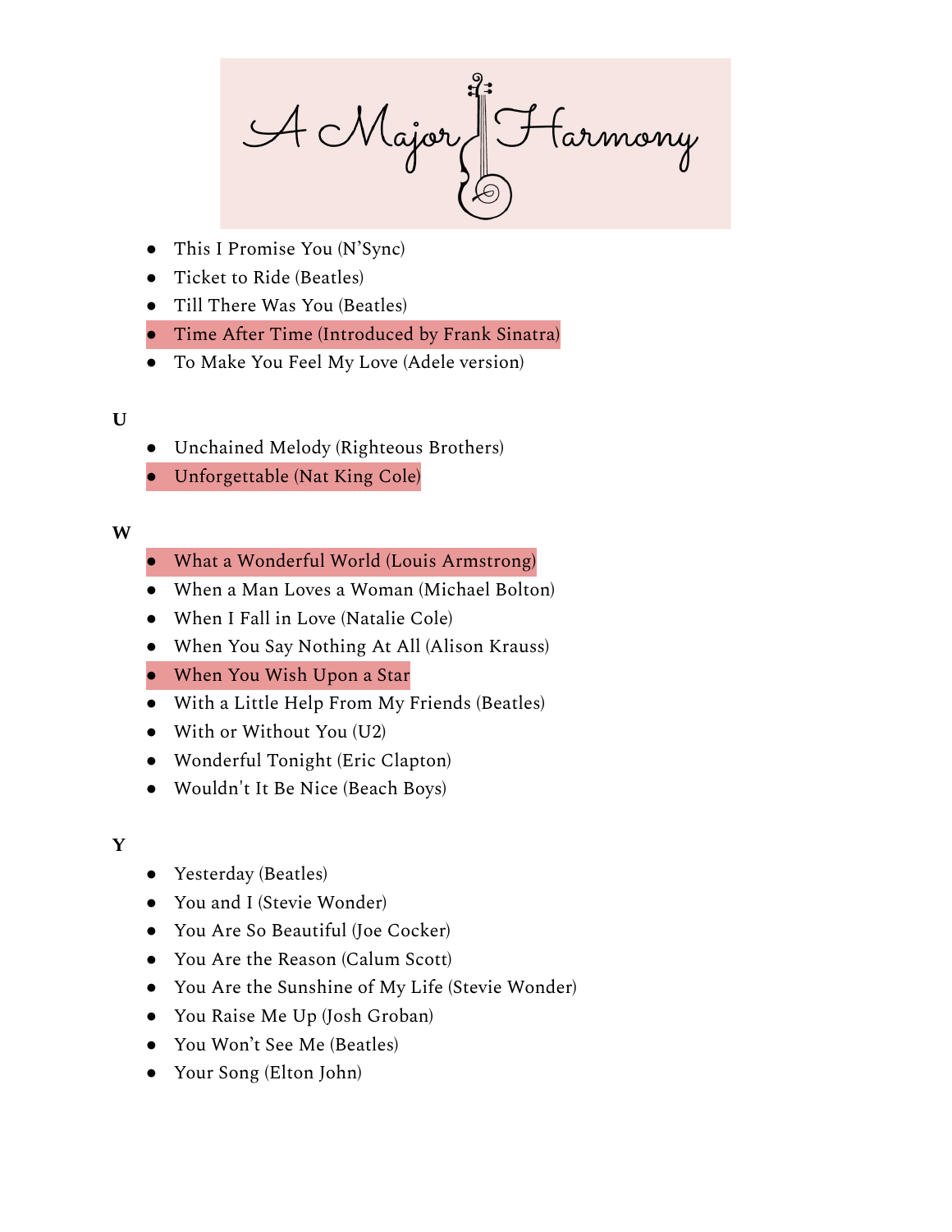- This I Promise You (N'Sync)
- Ticket to Ride (Beatles)
- Till There Was You (Beatles)
- Time After Time (Introduced by Frank Sinatra)
- To Make You Feel My Love (Adele version)

**U**

- Unchained Melody (Righteous Brothers)
- Unforgettable (Nat King Cole)

**W**

- What a Wonderful World (Louis Armstrong)
- When a Man Loves a Woman (Michael Bolton)
- When I Fall in Love (Natalie Cole)
- When You Say Nothing At All (Alison Krauss)
- When You Wish Upon a Star
- With a Little Help From My Friends (Beatles)
- With or Without You (U2)
- Wonderful Tonight (Eric Clapton)
- Wouldn't It Be Nice (Beach Boys)

**Y**

- Yesterday (Beatles)
- You and I (Stevie Wonder)
- You Are So Beautiful (Joe Cocker)
- You Are the Reason (Calum Scott)
- You Are the Sunshine of My Life (Stevie Wonder)
- You Raise Me Up (Josh Groban)
- You Won't See Me (Beatles)
- Your Song (Elton John)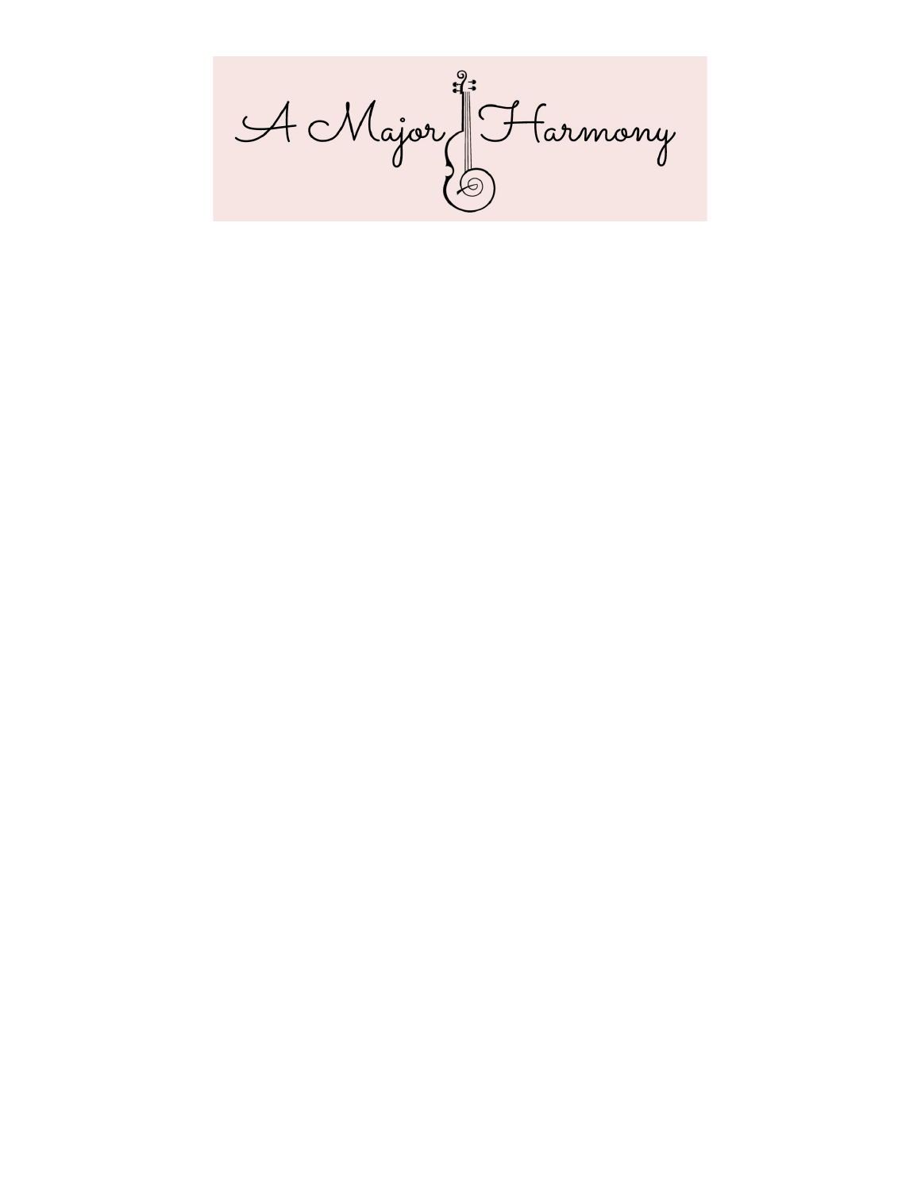A Major Harmony